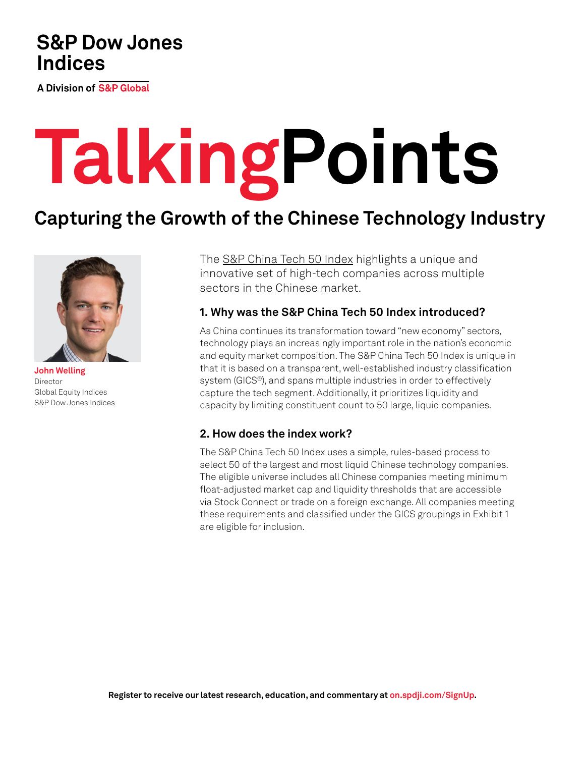S&P Dow Jones Indices

A Division of S&P Global

# TalkingPoints

## Capturing the Growth of the Chinese Technology Industry

**John Welling**
Director
Global Equity Indices
S&P Dow Jones Indices

The S&P China Tech 50 Index highlights a unique and innovative set of high-tech companies across multiple sectors in the Chinese market.

### 1. Why was the S&P China Tech 50 Index introduced?

As China continues its transformation toward "new economy" sectors, technology plays an increasingly important role in the nation's economic and equity market composition. The S&P China Tech 50 Index is unique in that it is based on a transparent, well-established industry classification system (GICS®), and spans multiple industries in order to effectively capture the tech segment. Additionally, it prioritizes liquidity and capacity by limiting constituent count to 50 large, liquid companies.

### 2. How does the index work?

The S&P China Tech 50 Index uses a simple, rules-based process to select 50 of the largest and most liquid Chinese technology companies. The eligible universe includes all Chinese companies meeting minimum float-adjusted market cap and liquidity thresholds that are accessible via Stock Connect or trade on a foreign exchange. All companies meeting these requirements and classified under the GICS groupings in Exhibit 1 are eligible for inclusion.

Register to receive our latest research, education, and commentary at on.spdji.com/SignUp.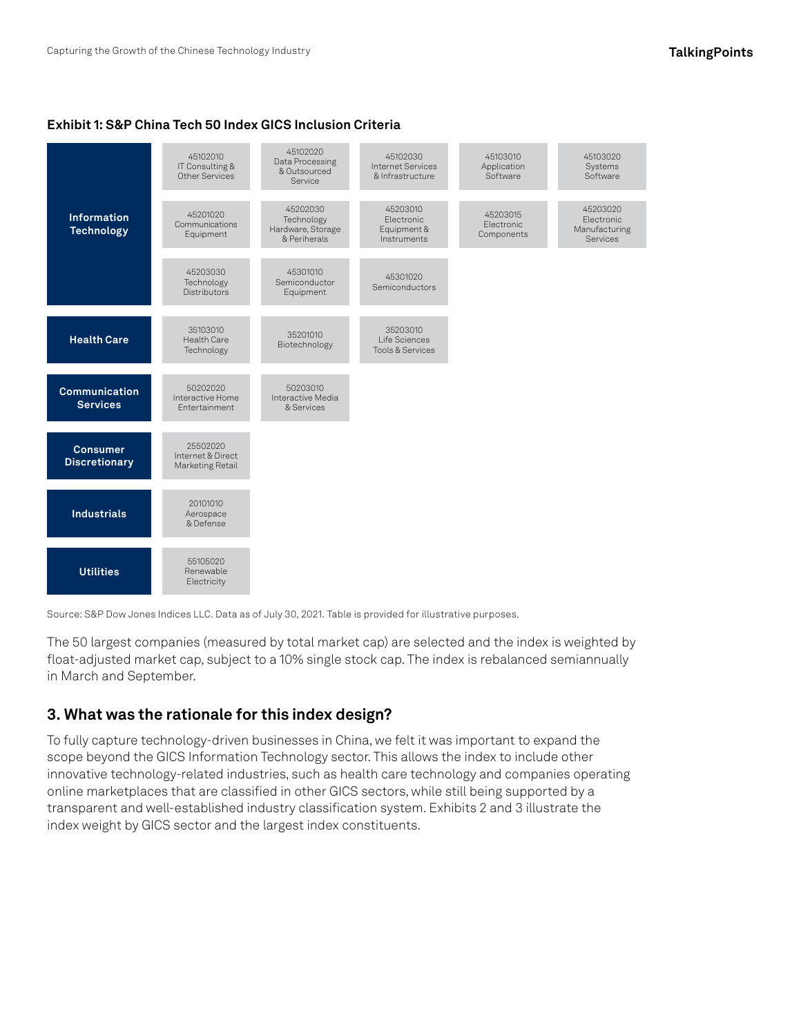**Exhibit 1: S&P China Tech 50 Index GICS Inclusion Criteria**

| Sector | GICS Sub-Industries | | | | |
|---|---|---|---|---|---|
| Information Technology | 45102010 IT Consulting & Other Services | 45102020 Data Processing & Outsourced Service | 45102030 Internet Services & Infrastructure | 45103010 Application Software | 45103020 Systems Software |
| | 45201020 Communications Equipment | 45202030 Technology Hardware, Storage & Periherals | 45203010 Electronic Equipment & Instruments | 45203015 Electronic Components | 45203020 Electronic Manufacturing Services |
| | 45203030 Technology Distributors | 45301010 Semiconductor Equipment | 45301020 Semiconductors | | |
| Health Care | 35103010 Health Care Technology | 35201010 Biotechnology | 35203010 Life Sciences Tools & Services | | |
| Communication Services | 50202020 Interactive Home Entertainment | 50203010 Interactive Media & Services | | | |
| Consumer Discretionary | 25502020 Internet & Direct Marketing Retail | | | | |
| Industrials | 20101010 Aerospace & Defense | | | | |
| Utilities | 55105020 Renewable Electricity | | | | |

Source: S&P Dow Jones Indices LLC. Data as of July 30, 2021. Table is provided for illustrative purposes.

The 50 largest companies (measured by total market cap) are selected and the index is weighted by float-adjusted market cap, subject to a 10% single stock cap. The index is rebalanced semiannually in March and September.

## 3. What was the rationale for this index design?

To fully capture technology-driven businesses in China, we felt it was important to expand the scope beyond the GICS Information Technology sector. This allows the index to include other innovative technology-related industries, such as health care technology and companies operating online marketplaces that are classified in other GICS sectors, while still being supported by a transparent and well-established industry classification system. Exhibits 2 and 3 illustrate the index weight by GICS sector and the largest index constituents.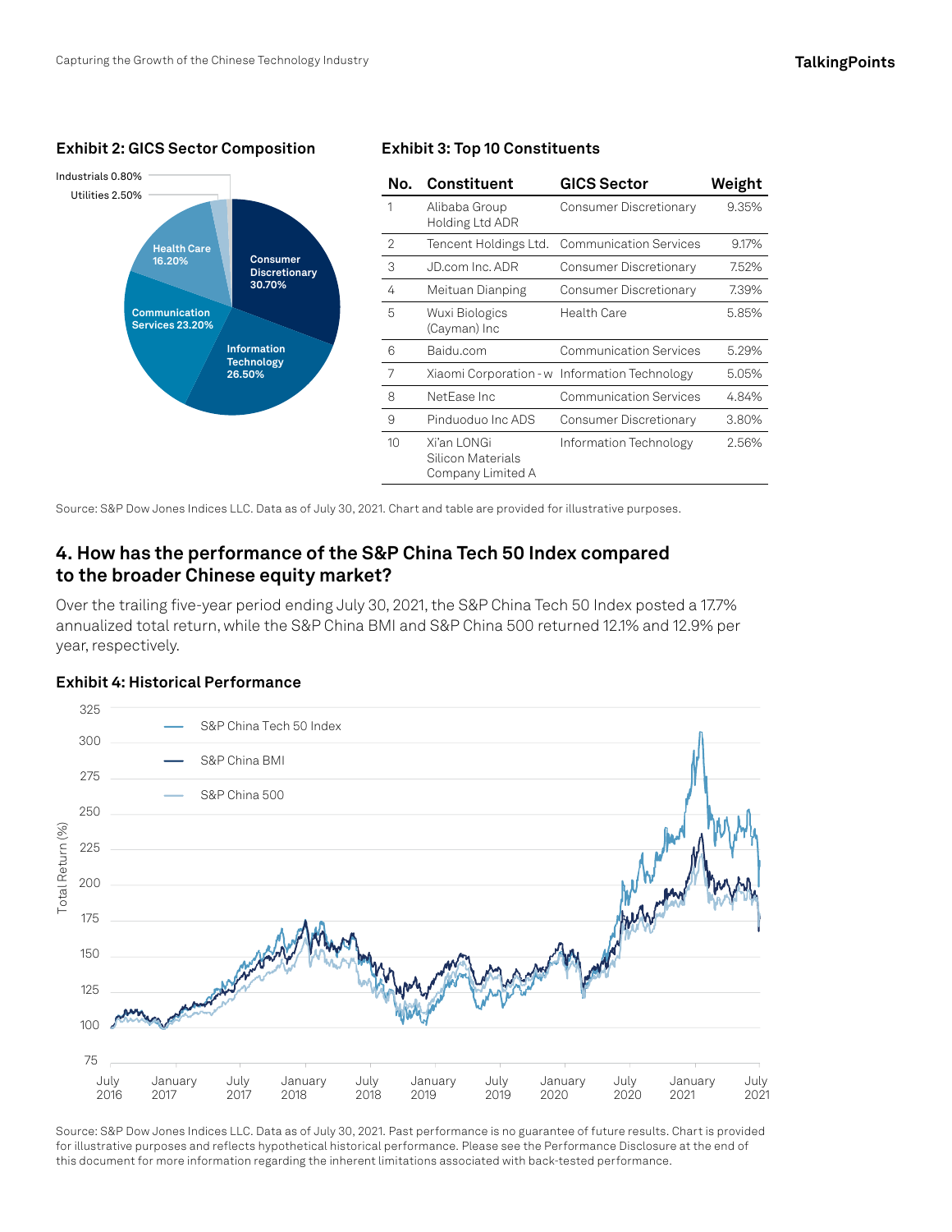### Exhibit 2: GICS Sector Composition

- Consumer Discretionary 30.70%
- Information Technology 26.50%
- Communication Services 23.20%
- Health Care 16.20%
- Utilities 2.50%
- Industrials 0.80%

### Exhibit 3: Top 10 Constituents

| No. | Constituent | GICS Sector | Weight |
|---|---|---|---|
| 1 | Alibaba Group Holding Ltd ADR | Consumer Discretionary | 9.35% |
| 2 | Tencent Holdings Ltd. | Communication Services | 9.17% |
| 3 | JD.com Inc. ADR | Consumer Discretionary | 7.52% |
| 4 | Meituan Dianping | Consumer Discretionary | 7.39% |
| 5 | Wuxi Biologics (Cayman) Inc | Health Care | 5.85% |
| 6 | Baidu.com | Communication Services | 5.29% |
| 7 | Xiaomi Corporation - w | Information Technology | 5.05% |
| 8 | NetEase Inc | Communication Services | 4.84% |
| 9 | Pinduoduo Inc ADS | Consumer Discretionary | 3.80% |
| 10 | Xi'an LONGi Silicon Materials Company Limited A | Information Technology | 2.56% |

Source: S&P Dow Jones Indices LLC. Data as of July 30, 2021. Chart and table are provided for illustrative purposes.

## 4. How has the performance of the S&P China Tech 50 Index compared to the broader Chinese equity market?

Over the trailing five-year period ending July 30, 2021, the S&P China Tech 50 Index posted a 17.7% annualized total return, while the S&P China BMI and S&P China 500 returned 12.1% and 12.9% per year, respectively.

### Exhibit 4: Historical Performance

Source: S&P Dow Jones Indices LLC. Data as of July 30, 2021. Past performance is no guarantee of future results. Chart is provided for illustrative purposes and reflects hypothetical historical performance. Please see the Performance Disclosure at the end of this document for more information regarding the inherent limitations associated with back-tested performance.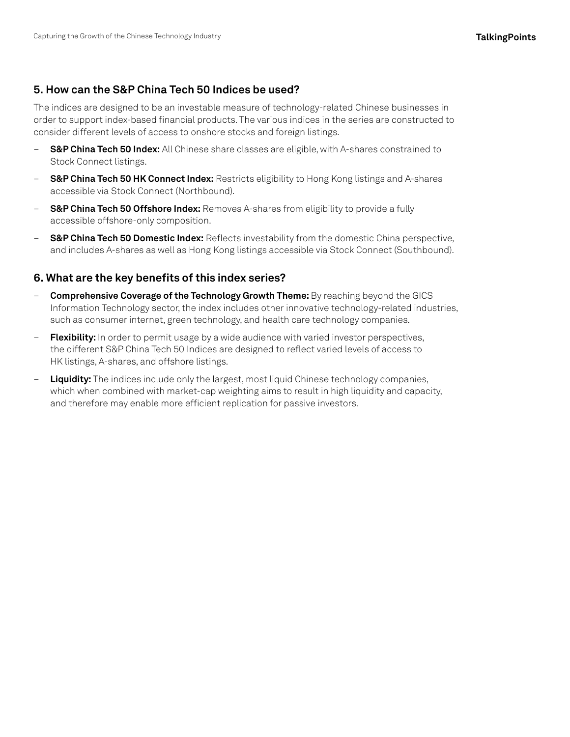## 5. How can the S&P China Tech 50 Indices be used?

The indices are designed to be an investable measure of technology-related Chinese businesses in order to support index-based financial products. The various indices in the series are constructed to consider different levels of access to onshore stocks and foreign listings.

- **S&P China Tech 50 Index:** All Chinese share classes are eligible, with A-shares constrained to Stock Connect listings.
- **S&P China Tech 50 HK Connect Index:** Restricts eligibility to Hong Kong listings and A-shares accessible via Stock Connect (Northbound).
- **S&P China Tech 50 Offshore Index:** Removes A-shares from eligibility to provide a fully accessible offshore-only composition.
- **S&P China Tech 50 Domestic Index:** Reflects investability from the domestic China perspective, and includes A-shares as well as Hong Kong listings accessible via Stock Connect (Southbound).

## 6. What are the key benefits of this index series?

- **Comprehensive Coverage of the Technology Growth Theme:** By reaching beyond the GICS Information Technology sector, the index includes other innovative technology-related industries, such as consumer internet, green technology, and health care technology companies.
- **Flexibility:** In order to permit usage by a wide audience with varied investor perspectives, the different S&P China Tech 50 Indices are designed to reflect varied levels of access to HK listings, A-shares, and offshore listings.
- **Liquidity:** The indices include only the largest, most liquid Chinese technology companies, which when combined with market-cap weighting aims to result in high liquidity and capacity, and therefore may enable more efficient replication for passive investors.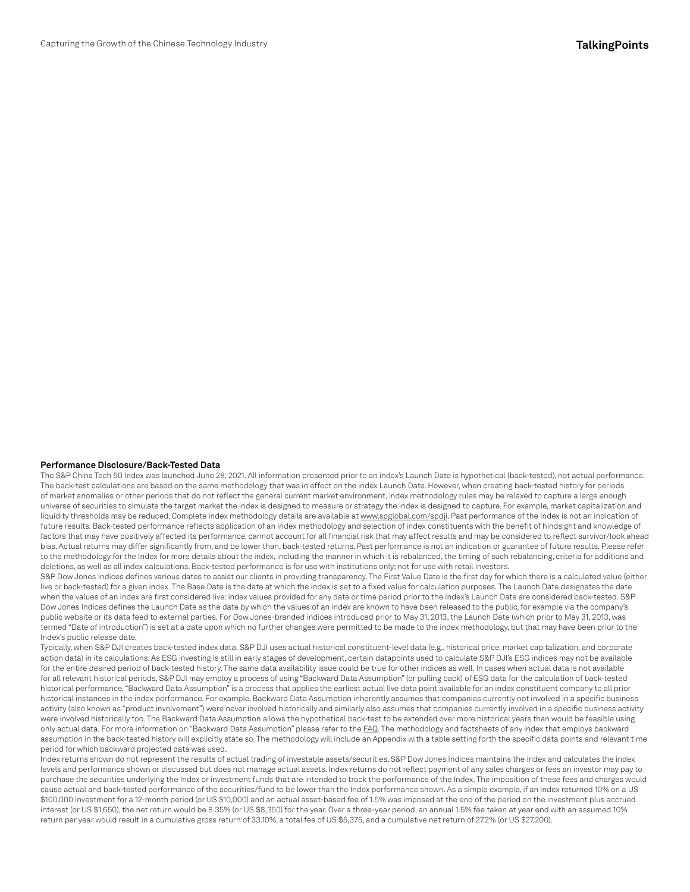**Performance Disclosure/Back-Tested Data**

The S&P China Tech 50 Index was launched June 28, 2021. All information presented prior to an index's Launch Date is hypothetical (back-tested), not actual performance. The back-test calculations are based on the same methodology that was in effect on the index Launch Date. However, when creating back-tested history for periods of market anomalies or other periods that do not reflect the general current market environment, index methodology rules may be relaxed to capture a large enough universe of securities to simulate the target market the index is designed to measure or strategy the index is designed to capture. For example, market capitalization and liquidity thresholds may be reduced. Complete index methodology details are available at www.spglobal.com/spdji. Past performance of the Index is not an indication of future results. Back-tested performance reflects application of an index methodology and selection of index constituents with the benefit of hindsight and knowledge of factors that may have positively affected its performance, cannot account for all financial risk that may affect results and may be considered to reflect survivor/look ahead bias. Actual returns may differ significantly from, and be lower than, back-tested returns. Past performance is not an indication or guarantee of future results. Please refer to the methodology for the Index for more details about the index, including the manner in which it is rebalanced, the timing of such rebalancing, criteria for additions and deletions, as well as all index calculations. Back-tested performance is for use with institutions only; not for use with retail investors.

S&P Dow Jones Indices defines various dates to assist our clients in providing transparency. The First Value Date is the first day for which there is a calculated value (either live or back-tested) for a given index. The Base Date is the date at which the index is set to a fixed value for calculation purposes. The Launch Date designates the date when the values of an index are first considered live: index values provided for any date or time period prior to the index's Launch Date are considered back-tested. S&P Dow Jones Indices defines the Launch Date as the date by which the values of an index are known to have been released to the public, for example via the company's public website or its data feed to external parties. For Dow Jones-branded indices introduced prior to May 31, 2013, the Launch Date (which prior to May 31, 2013, was termed "Date of introduction") is set at a date upon which no further changes were permitted to be made to the index methodology, but that may have been prior to the Index's public release date.

Typically, when S&P DJI creates back-tested index data, S&P DJI uses actual historical constituent-level data (e.g., historical price, market capitalization, and corporate action data) in its calculations. As ESG investing is still in early stages of development, certain datapoints used to calculate S&P DJI's ESG indices may not be available for the entire desired period of back-tested history. The same data availability issue could be true for other indices as well. In cases when actual data is not available for all relevant historical periods, S&P DJI may employ a process of using "Backward Data Assumption" (or pulling back) of ESG data for the calculation of back-tested historical performance. "Backward Data Assumption" is a process that applies the earliest actual live data point available for an index constituent company to all prior historical instances in the index performance. For example, Backward Data Assumption inherently assumes that companies currently not involved in a specific business activity (also known as "product involvement") were never involved historically and similarly also assumes that companies currently involved in a specific business activity were involved historically too. The Backward Data Assumption allows the hypothetical back-test to be extended over more historical years than would be feasible using only actual data. For more information on "Backward Data Assumption" please refer to the FAQ. The methodology and factsheets of any index that employs backward assumption in the back-tested history will explicitly state so. The methodology will include an Appendix with a table setting forth the specific data points and relevant time period for which backward projected data was used.

Index returns shown do not represent the results of actual trading of investable assets/securities. S&P Dow Jones Indices maintains the index and calculates the index levels and performance shown or discussed but does not manage actual assets. Index returns do not reflect payment of any sales charges or fees an investor may pay to purchase the securities underlying the Index or investment funds that are intended to track the performance of the Index. The imposition of these fees and charges would cause actual and back-tested performance of the securities/fund to be lower than the Index performance shown. As a simple example, if an index returned 10% on a US $100,000 investment for a 12-month period (or US $10,000) and an actual asset-based fee of 1.5% was imposed at the end of the period on the investment plus accrued interest (or US $1,650), the net return would be 8.35% (or US $8,350) for the year. Over a three-year period, an annual 1.5% fee taken at year end with an assumed 10% return per year would result in a cumulative gross return of 33.10%, a total fee of US $5,375, and a cumulative net return of 27.2% (or US $27,200).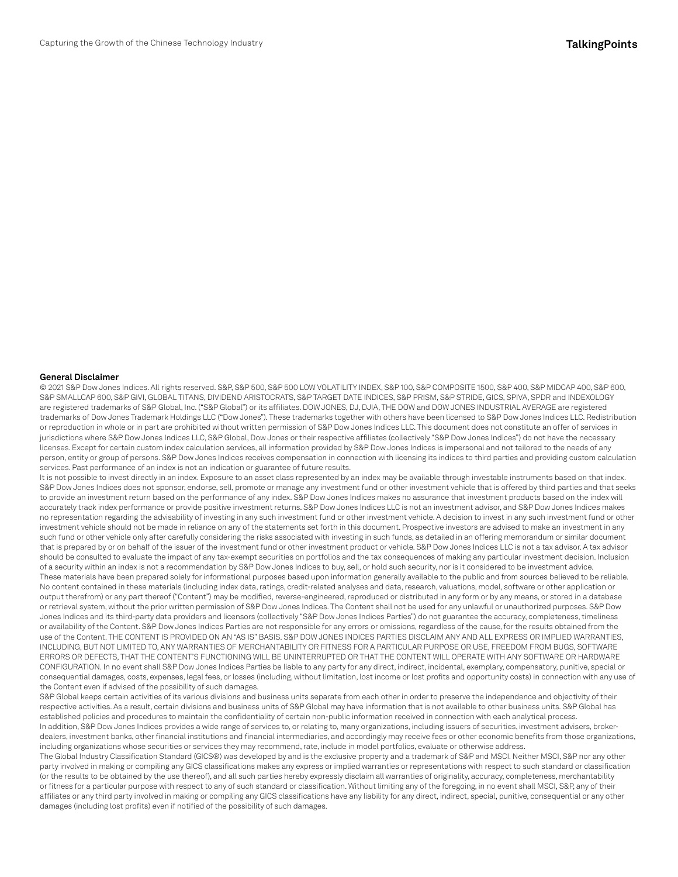**General Disclaimer**

© 2021 S&P Dow Jones Indices. All rights reserved. S&P, S&P 500, S&P 500 LOW VOLATILITY INDEX, S&P 100, S&P COMPOSITE 1500, S&P 400, S&P MIDCAP 400, S&P 600, S&P SMALLCAP 600, S&P GIVI, GLOBAL TITANS, DIVIDEND ARISTOCRATS, S&P TARGET DATE INDICES, S&P PRISM, S&P STRIDE, GICS, SPIVA, SPDR and INDEXOLOGY are registered trademarks of S&P Global, Inc. ("S&P Global") or its affiliates. DOW JONES, DJ, DJIA, THE DOW and DOW JONES INDUSTRIAL AVERAGE are registered trademarks of Dow Jones Trademark Holdings LLC ("Dow Jones"). These trademarks together with others have been licensed to S&P Dow Jones Indices LLC. Redistribution or reproduction in whole or in part are prohibited without written permission of S&P Dow Jones Indices LLC. This document does not constitute an offer of services in jurisdictions where S&P Dow Jones Indices LLC, S&P Global, Dow Jones or their respective affiliates (collectively "S&P Dow Jones Indices") do not have the necessary licenses. Except for certain custom index calculation services, all information provided by S&P Dow Jones Indices is impersonal and not tailored to the needs of any person, entity or group of persons. S&P Dow Jones Indices receives compensation in connection with licensing its indices to third parties and providing custom calculation services. Past performance of an index is not an indication or guarantee of future results.

It is not possible to invest directly in an index. Exposure to an asset class represented by an index may be available through investable instruments based on that index. S&P Dow Jones Indices does not sponsor, endorse, sell, promote or manage any investment fund or other investment vehicle that is offered by third parties and that seeks to provide an investment return based on the performance of any index. S&P Dow Jones Indices makes no assurance that investment products based on the index will accurately track index performance or provide positive investment returns. S&P Dow Jones Indices LLC is not an investment advisor, and S&P Dow Jones Indices makes no representation regarding the advisability of investing in any such investment fund or other investment vehicle. A decision to invest in any such investment fund or other investment vehicle should not be made in reliance on any of the statements set forth in this document. Prospective investors are advised to make an investment in any such fund or other vehicle only after carefully considering the risks associated with investing in such funds, as detailed in an offering memorandum or similar document that is prepared by or on behalf of the issuer of the investment fund or other investment product or vehicle. S&P Dow Jones Indices LLC is not a tax advisor. A tax advisor should be consulted to evaluate the impact of any tax-exempt securities on portfolios and the tax consequences of making any particular investment decision. Inclusion of a security within an index is not a recommendation by S&P Dow Jones Indices to buy, sell, or hold such security, nor is it considered to be investment advice.

These materials have been prepared solely for informational purposes based upon information generally available to the public and from sources believed to be reliable. No content contained in these materials (including index data, ratings, credit-related analyses and data, research, valuations, model, software or other application or output therefrom) or any part thereof ("Content") may be modified, reverse-engineered, reproduced or distributed in any form or by any means, or stored in a database or retrieval system, without the prior written permission of S&P Dow Jones Indices. The Content shall not be used for any unlawful or unauthorized purposes. S&P Dow Jones Indices and its third-party data providers and licensors (collectively "S&P Dow Jones Indices Parties") do not guarantee the accuracy, completeness, timeliness or availability of the Content. S&P Dow Jones Indices Parties are not responsible for any errors or omissions, regardless of the cause, for the results obtained from the use of the Content. THE CONTENT IS PROVIDED ON AN "AS IS" BASIS. S&P DOW JONES INDICES PARTIES DISCLAIM ANY AND ALL EXPRESS OR IMPLIED WARRANTIES, INCLUDING, BUT NOT LIMITED TO, ANY WARRANTIES OF MERCHANTABILITY OR FITNESS FOR A PARTICULAR PURPOSE OR USE, FREEDOM FROM BUGS, SOFTWARE ERRORS OR DEFECTS, THAT THE CONTENT'S FUNCTIONING WILL BE UNINTERRUPTED OR THAT THE CONTENT WILL OPERATE WITH ANY SOFTWARE OR HARDWARE CONFIGURATION. In no event shall S&P Dow Jones Indices Parties be liable to any party for any direct, indirect, incidental, exemplary, compensatory, punitive, special or consequential damages, costs, expenses, legal fees, or losses (including, without limitation, lost income or lost profits and opportunity costs) in connection with any use of the Content even if advised of the possibility of such damages.

S&P Global keeps certain activities of its various divisions and business units separate from each other in order to preserve the independence and objectivity of their respective activities. As a result, certain divisions and business units of S&P Global may have information that is not available to other business units. S&P Global has established policies and procedures to maintain the confidentiality of certain non-public information received in connection with each analytical process.

In addition, S&P Dow Jones Indices provides a wide range of services to, or relating to, many organizations, including issuers of securities, investment advisers, broker-dealers, investment banks, other financial institutions and financial intermediaries, and accordingly may receive fees or other economic benefits from those organizations, including organizations whose securities or services they may recommend, rate, include in model portfolios, evaluate or otherwise address.

The Global Industry Classification Standard (GICS®) was developed by and is the exclusive property and a trademark of S&P and MSCI. Neither MSCI, S&P nor any other party involved in making or compiling any GICS classifications makes any express or implied warranties or representations with respect to such standard or classification (or the results to be obtained by the use thereof), and all such parties hereby expressly disclaim all warranties of originality, accuracy, completeness, merchantability or fitness for a particular purpose with respect to any of such standard or classification. Without limiting any of the foregoing, in no event shall MSCI, S&P, any of their affiliates or any third party involved in making or compiling any GICS classifications have any liability for any direct, indirect, special, punitive, consequential or any other damages (including lost profits) even if notified of the possibility of such damages.